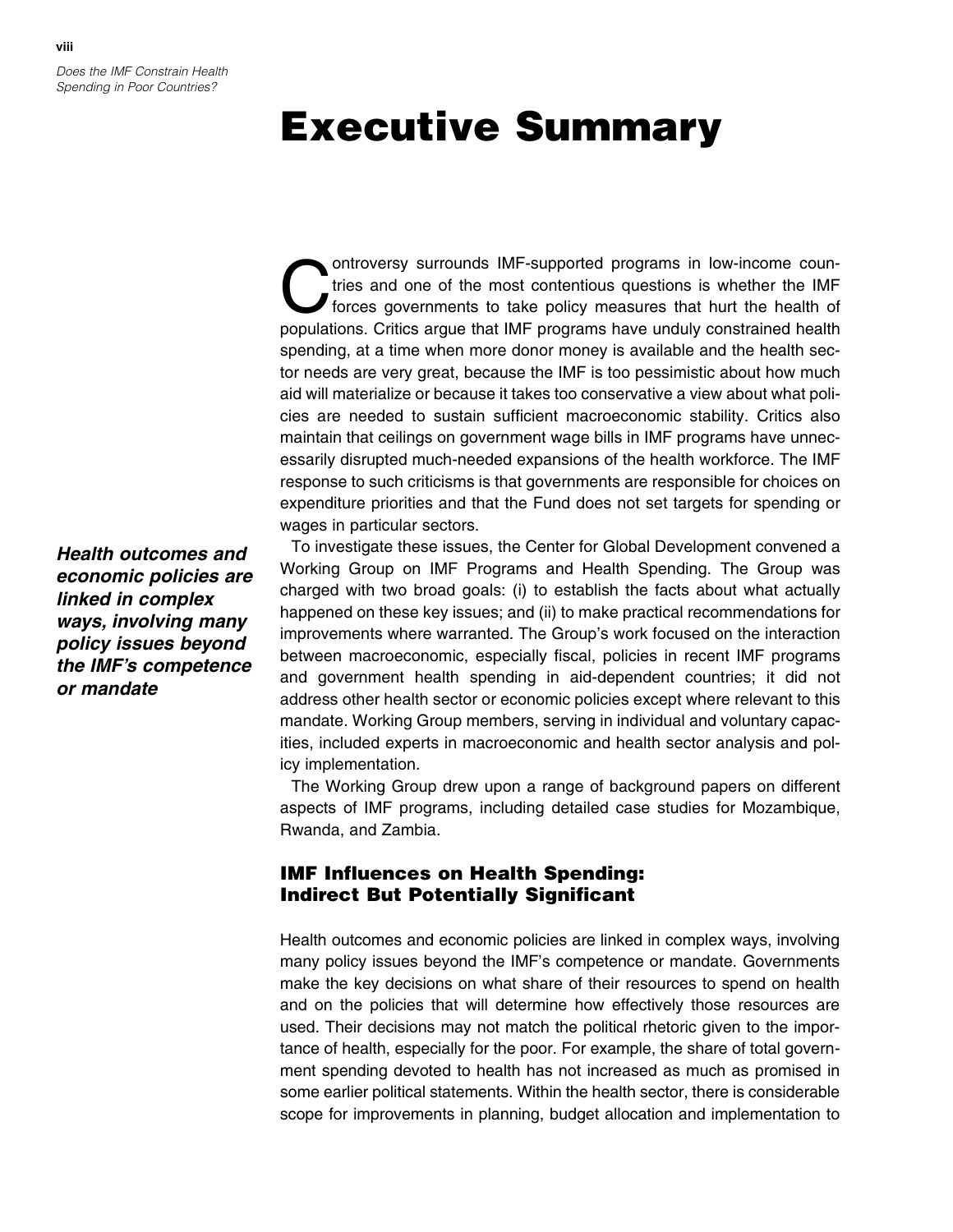# Executive Summary

Controversy surrounds IMF-supported programs in low-income countries and one of the most contentious questions is whether the IMF forces governments to take policy measures that hurt the health of populations. Critics argue that IMF programs have unduly constrained health spending, at a time when more donor money is available and the health sector needs are very great, because the IMF is too pessimistic about how much aid will materialize or because it takes too conservative a view about what policies are needed to sustain sufficient macroeconomic stability. Critics also maintain that ceilings on government wage bills in IMF programs have unnecessarily disrupted much-needed expansions of the health workforce. The IMF response to such criticisms is that governments are responsible for choices on expenditure priorities and that the Fund does not set targets for spending or wages in particular sectors.

To investigate these issues, the Center for Global Development convened a Working Group on IMF Programs and Health Spending. The Group was charged with two broad goals: (i) to establish the facts about what actually happened on these key issues; and (ii) to make practical recommendations for improvements where warranted. The Group's work focused on the interaction between macroeconomic, especially fiscal, policies in recent IMF programs and government health spending in aid-dependent countries; it did not address other health sector or economic policies except where relevant to this mandate. Working Group members, serving in individual and voluntary capacities, included experts in macroeconomic and health sector analysis and policy implementation.

The Working Group drew upon a range of background papers on different aspects of IMF programs, including detailed case studies for Mozambique, Rwanda, and Zambia.

***Health outcomes and economic policies are linked in complex ways, involving many policy issues beyond the IMF's competence or mandate***

### IMF Influences on Health Spending: Indirect But Potentially Significant

Health outcomes and economic policies are linked in complex ways, involving many policy issues beyond the IMF's competence or mandate. Governments make the key decisions on what share of their resources to spend on health and on the policies that will determine how effectively those resources are used. Their decisions may not match the political rhetoric given to the importance of health, especially for the poor. For example, the share of total government spending devoted to health has not increased as much as promised in some earlier political statements. Within the health sector, there is considerable scope for improvements in planning, budget allocation and implementation to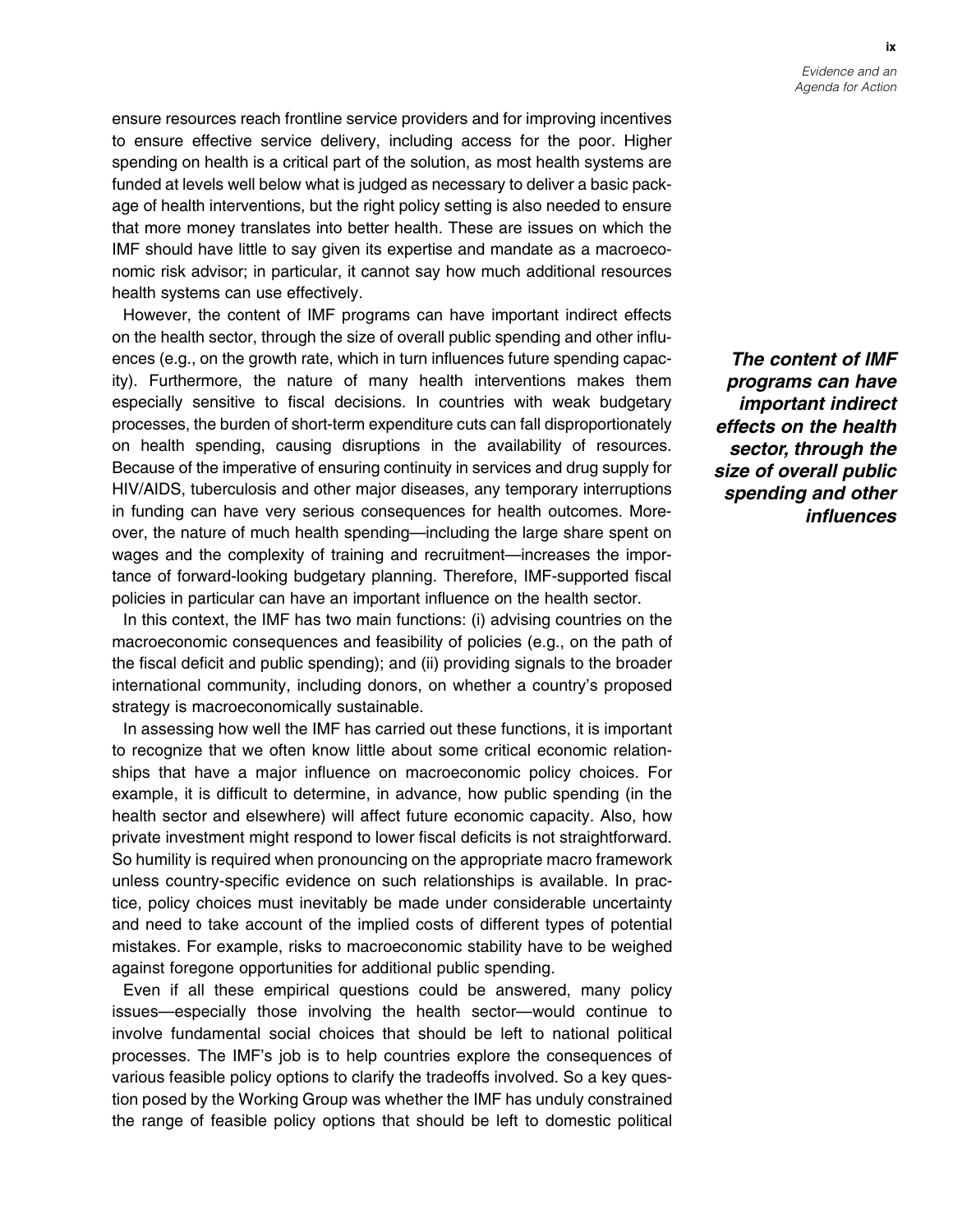ensure resources reach frontline service providers and for improving incentives to ensure effective service delivery, including access for the poor. Higher spending on health is a critical part of the solution, as most health systems are funded at levels well below what is judged as necessary to deliver a basic package of health interventions, but the right policy setting is also needed to ensure that more money translates into better health. These are issues on which the IMF should have little to say given its expertise and mandate as a macroeconomic risk advisor; in particular, it cannot say how much additional resources health systems can use effectively.

However, the content of IMF programs can have important indirect effects on the health sector, through the size of overall public spending and other influences (e.g., on the growth rate, which in turn influences future spending capacity). Furthermore, the nature of many health interventions makes them especially sensitive to fiscal decisions. In countries with weak budgetary processes, the burden of short-term expenditure cuts can fall disproportionately on health spending, causing disruptions in the availability of resources. Because of the imperative of ensuring continuity in services and drug supply for HIV/AIDS, tuberculosis and other major diseases, any temporary interruptions in funding can have very serious consequences for health outcomes. Moreover, the nature of much health spending—including the large share spent on wages and the complexity of training and recruitment—increases the importance of forward-looking budgetary planning. Therefore, IMF-supported fiscal policies in particular can have an important influence on the health sector.

***The content of IMF programs can have important indirect effects on the health sector, through the size of overall public spending and other influences***

In this context, the IMF has two main functions: (i) advising countries on the macroeconomic consequences and feasibility of policies (e.g., on the path of the fiscal deficit and public spending); and (ii) providing signals to the broader international community, including donors, on whether a country's proposed strategy is macroeconomically sustainable.

In assessing how well the IMF has carried out these functions, it is important to recognize that we often know little about some critical economic relationships that have a major influence on macroeconomic policy choices. For example, it is difficult to determine, in advance, how public spending (in the health sector and elsewhere) will affect future economic capacity. Also, how private investment might respond to lower fiscal deficits is not straightforward. So humility is required when pronouncing on the appropriate macro framework unless country-specific evidence on such relationships is available. In practice, policy choices must inevitably be made under considerable uncertainty and need to take account of the implied costs of different types of potential mistakes. For example, risks to macroeconomic stability have to be weighed against foregone opportunities for additional public spending.

Even if all these empirical questions could be answered, many policy issues—especially those involving the health sector—would continue to involve fundamental social choices that should be left to national political processes. The IMF's job is to help countries explore the consequences of various feasible policy options to clarify the tradeoffs involved. So a key question posed by the Working Group was whether the IMF has unduly constrained the range of feasible policy options that should be left to domestic political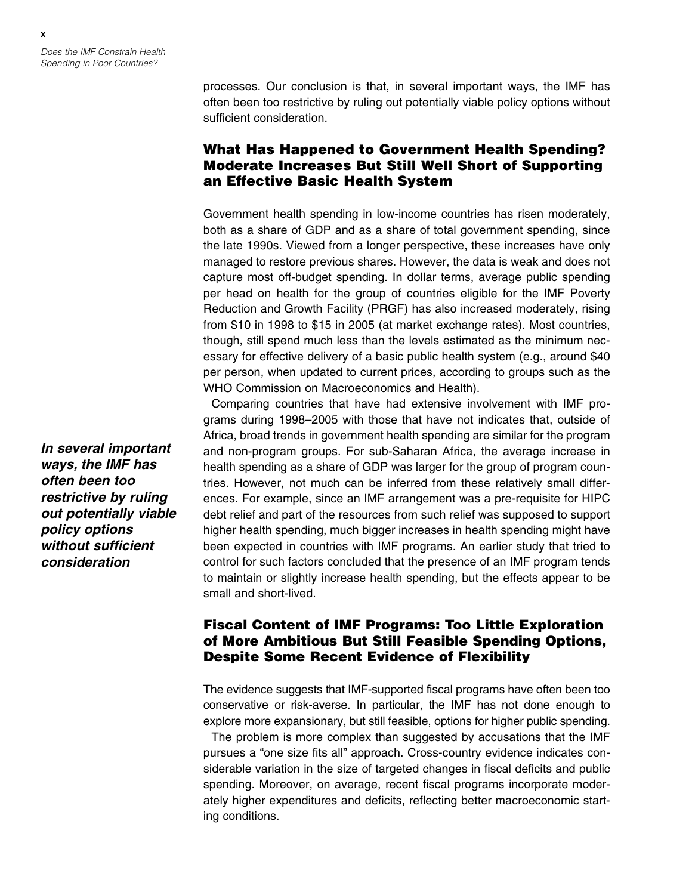processes. Our conclusion is that, in several important ways, the IMF has often been too restrictive by ruling out potentially viable policy options without sufficient consideration.

## What Has Happened to Government Health Spending? Moderate Increases But Still Well Short of Supporting an Effective Basic Health System

Government health spending in low-income countries has risen moderately, both as a share of GDP and as a share of total government spending, since the late 1990s. Viewed from a longer perspective, these increases have only managed to restore previous shares. However, the data is weak and does not capture most off-budget spending. In dollar terms, average public spending per head on health for the group of countries eligible for the IMF Poverty Reduction and Growth Facility (PRGF) has also increased moderately, rising from $10 in 1998 to $15 in 2005 (at market exchange rates). Most countries, though, still spend much less than the levels estimated as the minimum necessary for effective delivery of a basic public health system (e.g., around $40 per person, when updated to current prices, according to groups such as the WHO Commission on Macroeconomics and Health).

Comparing countries that have had extensive involvement with IMF programs during 1998–2005 with those that have not indicates that, outside of Africa, broad trends in government health spending are similar for the program and non-program groups. For sub-Saharan Africa, the average increase in health spending as a share of GDP was larger for the group of program countries. However, not much can be inferred from these relatively small differences. For example, since an IMF arrangement was a pre-requisite for HIPC debt relief and part of the resources from such relief was supposed to support higher health spending, much bigger increases in health spending might have been expected in countries with IMF programs. An earlier study that tried to control for such factors concluded that the presence of an IMF program tends to maintain or slightly increase health spending, but the effects appear to be small and short-lived.

***In several important ways, the IMF has often been too restrictive by ruling out potentially viable policy options without sufficient consideration***

## Fiscal Content of IMF Programs: Too Little Exploration of More Ambitious But Still Feasible Spending Options, Despite Some Recent Evidence of Flexibility

The evidence suggests that IMF-supported fiscal programs have often been too conservative or risk-averse. In particular, the IMF has not done enough to explore more expansionary, but still feasible, options for higher public spending.

The problem is more complex than suggested by accusations that the IMF pursues a "one size fits all" approach. Cross-country evidence indicates considerable variation in the size of targeted changes in fiscal deficits and public spending. Moreover, on average, recent fiscal programs incorporate moderately higher expenditures and deficits, reflecting better macroeconomic starting conditions.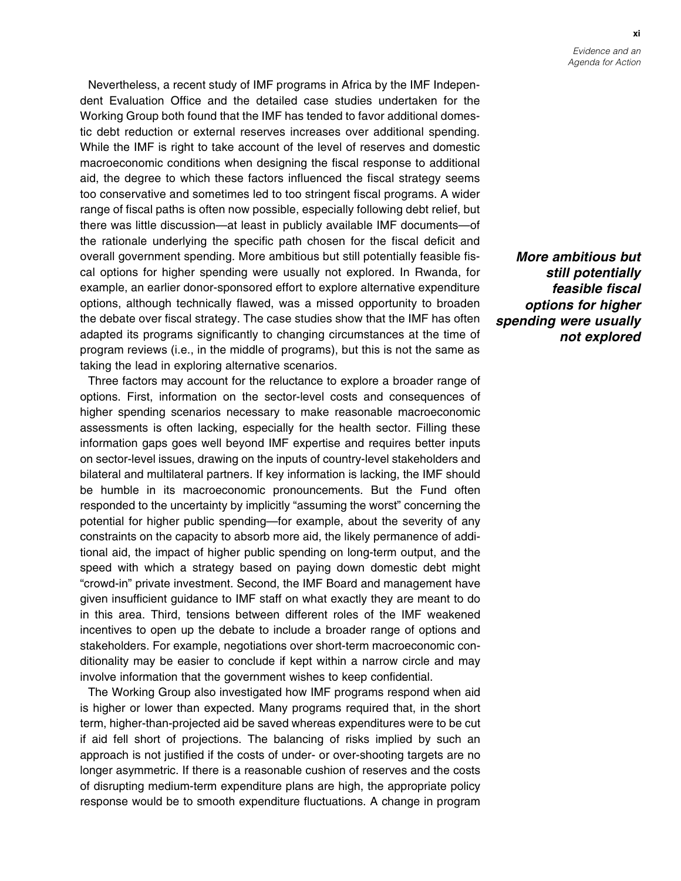Nevertheless, a recent study of IMF programs in Africa by the IMF Independent Evaluation Office and the detailed case studies undertaken for the Working Group both found that the IMF has tended to favor additional domestic debt reduction or external reserves increases over additional spending. While the IMF is right to take account of the level of reserves and domestic macroeconomic conditions when designing the fiscal response to additional aid, the degree to which these factors influenced the fiscal strategy seems too conservative and sometimes led to too stringent fiscal programs. A wider range of fiscal paths is often now possible, especially following debt relief, but there was little discussion—at least in publicly available IMF documents—of the rationale underlying the specific path chosen for the fiscal deficit and overall government spending. More ambitious but still potentially feasible fiscal options for higher spending were usually not explored. In Rwanda, for example, an earlier donor-sponsored effort to explore alternative expenditure options, although technically flawed, was a missed opportunity to broaden the debate over fiscal strategy. The case studies show that the IMF has often adapted its programs significantly to changing circumstances at the time of program reviews (i.e., in the middle of programs), but this is not the same as taking the lead in exploring alternative scenarios.

***More ambitious but still potentially feasible fiscal options for higher spending were usually not explored***

Three factors may account for the reluctance to explore a broader range of options. First, information on the sector-level costs and consequences of higher spending scenarios necessary to make reasonable macroeconomic assessments is often lacking, especially for the health sector. Filling these information gaps goes well beyond IMF expertise and requires better inputs on sector-level issues, drawing on the inputs of country-level stakeholders and bilateral and multilateral partners. If key information is lacking, the IMF should be humble in its macroeconomic pronouncements. But the Fund often responded to the uncertainty by implicitly "assuming the worst" concerning the potential for higher public spending—for example, about the severity of any constraints on the capacity to absorb more aid, the likely permanence of additional aid, the impact of higher public spending on long-term output, and the speed with which a strategy based on paying down domestic debt might "crowd-in" private investment. Second, the IMF Board and management have given insufficient guidance to IMF staff on what exactly they are meant to do in this area. Third, tensions between different roles of the IMF weakened incentives to open up the debate to include a broader range of options and stakeholders. For example, negotiations over short-term macroeconomic conditionality may be easier to conclude if kept within a narrow circle and may involve information that the government wishes to keep confidential.

The Working Group also investigated how IMF programs respond when aid is higher or lower than expected. Many programs required that, in the short term, higher-than-projected aid be saved whereas expenditures were to be cut if aid fell short of projections. The balancing of risks implied by such an approach is not justified if the costs of under- or over-shooting targets are no longer asymmetric. If there is a reasonable cushion of reserves and the costs of disrupting medium-term expenditure plans are high, the appropriate policy response would be to smooth expenditure fluctuations. A change in program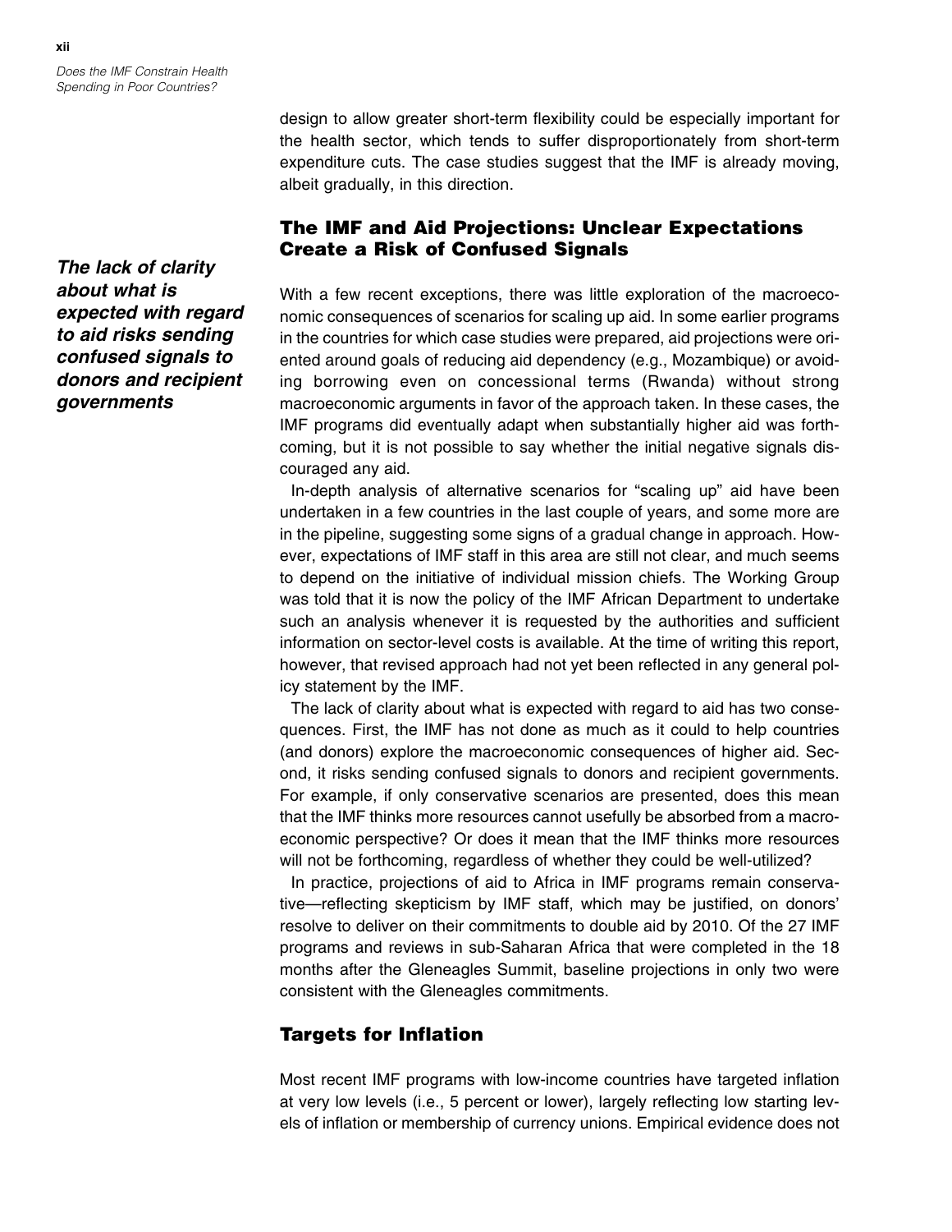design to allow greater short-term flexibility could be especially important for the health sector, which tends to suffer disproportionately from short-term expenditure cuts. The case studies suggest that the IMF is already moving, albeit gradually, in this direction.

## The IMF and Aid Projections: Unclear Expectations Create a Risk of Confused Signals

***The lack of clarity about what is expected with regard to aid risks sending confused signals to donors and recipient governments***

With a few recent exceptions, there was little exploration of the macroeconomic consequences of scenarios for scaling up aid. In some earlier programs in the countries for which case studies were prepared, aid projections were oriented around goals of reducing aid dependency (e.g., Mozambique) or avoiding borrowing even on concessional terms (Rwanda) without strong macroeconomic arguments in favor of the approach taken. In these cases, the IMF programs did eventually adapt when substantially higher aid was forthcoming, but it is not possible to say whether the initial negative signals discouraged any aid.

In-depth analysis of alternative scenarios for "scaling up" aid have been undertaken in a few countries in the last couple of years, and some more are in the pipeline, suggesting some signs of a gradual change in approach. However, expectations of IMF staff in this area are still not clear, and much seems to depend on the initiative of individual mission chiefs. The Working Group was told that it is now the policy of the IMF African Department to undertake such an analysis whenever it is requested by the authorities and sufficient information on sector-level costs is available. At the time of writing this report, however, that revised approach had not yet been reflected in any general policy statement by the IMF.

The lack of clarity about what is expected with regard to aid has two consequences. First, the IMF has not done as much as it could to help countries (and donors) explore the macroeconomic consequences of higher aid. Second, it risks sending confused signals to donors and recipient governments. For example, if only conservative scenarios are presented, does this mean that the IMF thinks more resources cannot usefully be absorbed from a macroeconomic perspective? Or does it mean that the IMF thinks more resources will not be forthcoming, regardless of whether they could be well-utilized?

In practice, projections of aid to Africa in IMF programs remain conservative—reflecting skepticism by IMF staff, which may be justified, on donors' resolve to deliver on their commitments to double aid by 2010. Of the 27 IMF programs and reviews in sub-Saharan Africa that were completed in the 18 months after the Gleneagles Summit, baseline projections in only two were consistent with the Gleneagles commitments.

## Targets for Inflation

Most recent IMF programs with low-income countries have targeted inflation at very low levels (i.e., 5 percent or lower), largely reflecting low starting levels of inflation or membership of currency unions. Empirical evidence does not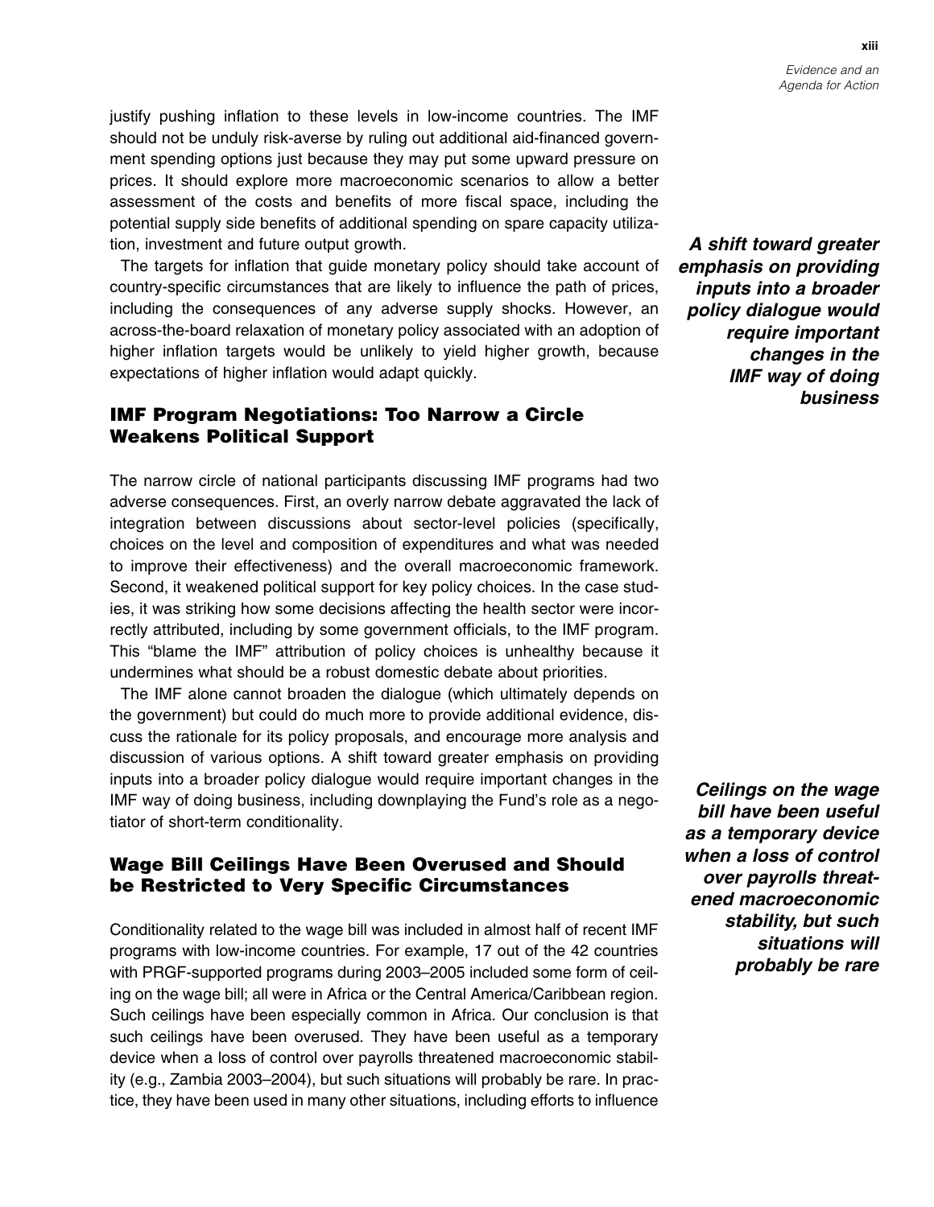justify pushing inflation to these levels in low-income countries. The IMF should not be unduly risk-averse by ruling out additional aid-financed government spending options just because they may put some upward pressure on prices. It should explore more macroeconomic scenarios to allow a better assessment of the costs and benefits of more fiscal space, including the potential supply side benefits of additional spending on spare capacity utilization, investment and future output growth.

The targets for inflation that guide monetary policy should take account of country-specific circumstances that are likely to influence the path of prices, including the consequences of any adverse supply shocks. However, an across-the-board relaxation of monetary policy associated with an adoption of higher inflation targets would be unlikely to yield higher growth, because expectations of higher inflation would adapt quickly.

## IMF Program Negotiations: Too Narrow a Circle Weakens Political Support

The narrow circle of national participants discussing IMF programs had two adverse consequences. First, an overly narrow debate aggravated the lack of integration between discussions about sector-level policies (specifically, choices on the level and composition of expenditures and what was needed to improve their effectiveness) and the overall macroeconomic framework. Second, it weakened political support for key policy choices. In the case studies, it was striking how some decisions affecting the health sector were incorrectly attributed, including by some government officials, to the IMF program. This "blame the IMF" attribution of policy choices is unhealthy because it undermines what should be a robust domestic debate about priorities.

The IMF alone cannot broaden the dialogue (which ultimately depends on the government) but could do much more to provide additional evidence, discuss the rationale for its policy proposals, and encourage more analysis and discussion of various options. A shift toward greater emphasis on providing inputs into a broader policy dialogue would require important changes in the IMF way of doing business, including downplaying the Fund's role as a negotiator of short-term conditionality.

***A shift toward greater emphasis on providing inputs into a broader policy dialogue would require important changes in the IMF way of doing business***

## Wage Bill Ceilings Have Been Overused and Should be Restricted to Very Specific Circumstances

Conditionality related to the wage bill was included in almost half of recent IMF programs with low-income countries. For example, 17 out of the 42 countries with PRGF-supported programs during 2003–2005 included some form of ceiling on the wage bill; all were in Africa or the Central America/Caribbean region. Such ceilings have been especially common in Africa. Our conclusion is that such ceilings have been overused. They have been useful as a temporary device when a loss of control over payrolls threatened macroeconomic stability (e.g., Zambia 2003–2004), but such situations will probably be rare. In practice, they have been used in many other situations, including efforts to influence

***Ceilings on the wage bill have been useful as a temporary device when a loss of control over payrolls threatened macroeconomic stability, but such situations will probably be rare***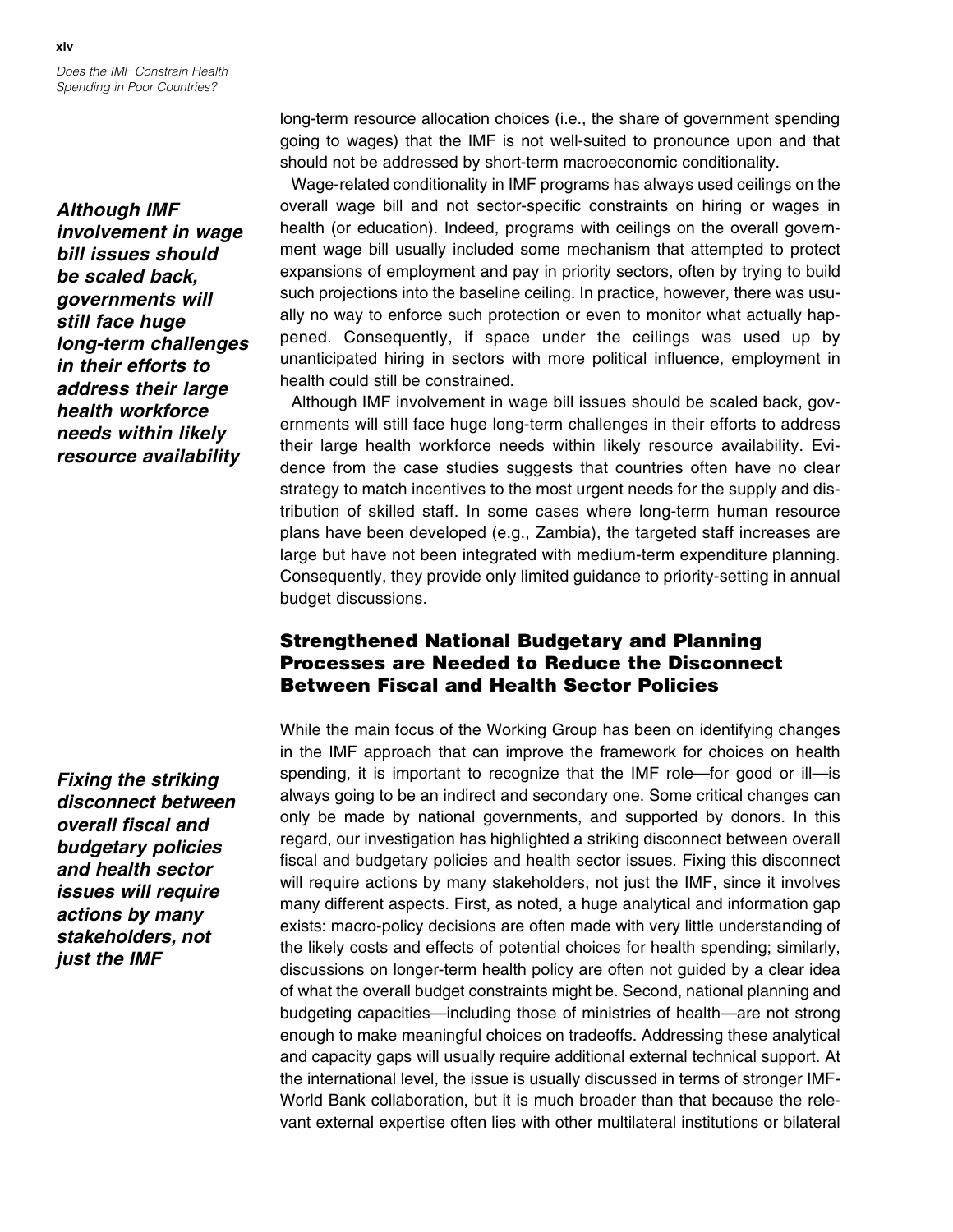long-term resource allocation choices (i.e., the share of government spending going to wages) that the IMF is not well-suited to pronounce upon and that should not be addressed by short-term macroeconomic conditionality.

Wage-related conditionality in IMF programs has always used ceilings on the overall wage bill and not sector-specific constraints on hiring or wages in health (or education). Indeed, programs with ceilings on the overall government wage bill usually included some mechanism that attempted to protect expansions of employment and pay in priority sectors, often by trying to build such projections into the baseline ceiling. In practice, however, there was usually no way to enforce such protection or even to monitor what actually happened. Consequently, if space under the ceilings was used up by unanticipated hiring in sectors with more political influence, employment in health could still be constrained.

***Although IMF involvement in wage bill issues should be scaled back, governments will still face huge long-term challenges in their efforts to address their large health workforce needs within likely resource availability***

Although IMF involvement in wage bill issues should be scaled back, governments will still face huge long-term challenges in their efforts to address their large health workforce needs within likely resource availability. Evidence from the case studies suggests that countries often have no clear strategy to match incentives to the most urgent needs for the supply and distribution of skilled staff. In some cases where long-term human resource plans have been developed (e.g., Zambia), the targeted staff increases are large but have not been integrated with medium-term expenditure planning. Consequently, they provide only limited guidance to priority-setting in annual budget discussions.

## Strengthened National Budgetary and Planning Processes are Needed to Reduce the Disconnect Between Fiscal and Health Sector Policies

***Fixing the striking disconnect between overall fiscal and budgetary policies and health sector issues will require actions by many stakeholders, not just the IMF***

While the main focus of the Working Group has been on identifying changes in the IMF approach that can improve the framework for choices on health spending, it is important to recognize that the IMF role—for good or ill—is always going to be an indirect and secondary one. Some critical changes can only be made by national governments, and supported by donors. In this regard, our investigation has highlighted a striking disconnect between overall fiscal and budgetary policies and health sector issues. Fixing this disconnect will require actions by many stakeholders, not just the IMF, since it involves many different aspects. First, as noted, a huge analytical and information gap exists: macro-policy decisions are often made with very little understanding of the likely costs and effects of potential choices for health spending; similarly, discussions on longer-term health policy are often not guided by a clear idea of what the overall budget constraints might be. Second, national planning and budgeting capacities—including those of ministries of health—are not strong enough to make meaningful choices on tradeoffs. Addressing these analytical and capacity gaps will usually require additional external technical support. At the international level, the issue is usually discussed in terms of stronger IMF-World Bank collaboration, but it is much broader than that because the relevant external expertise often lies with other multilateral institutions or bilateral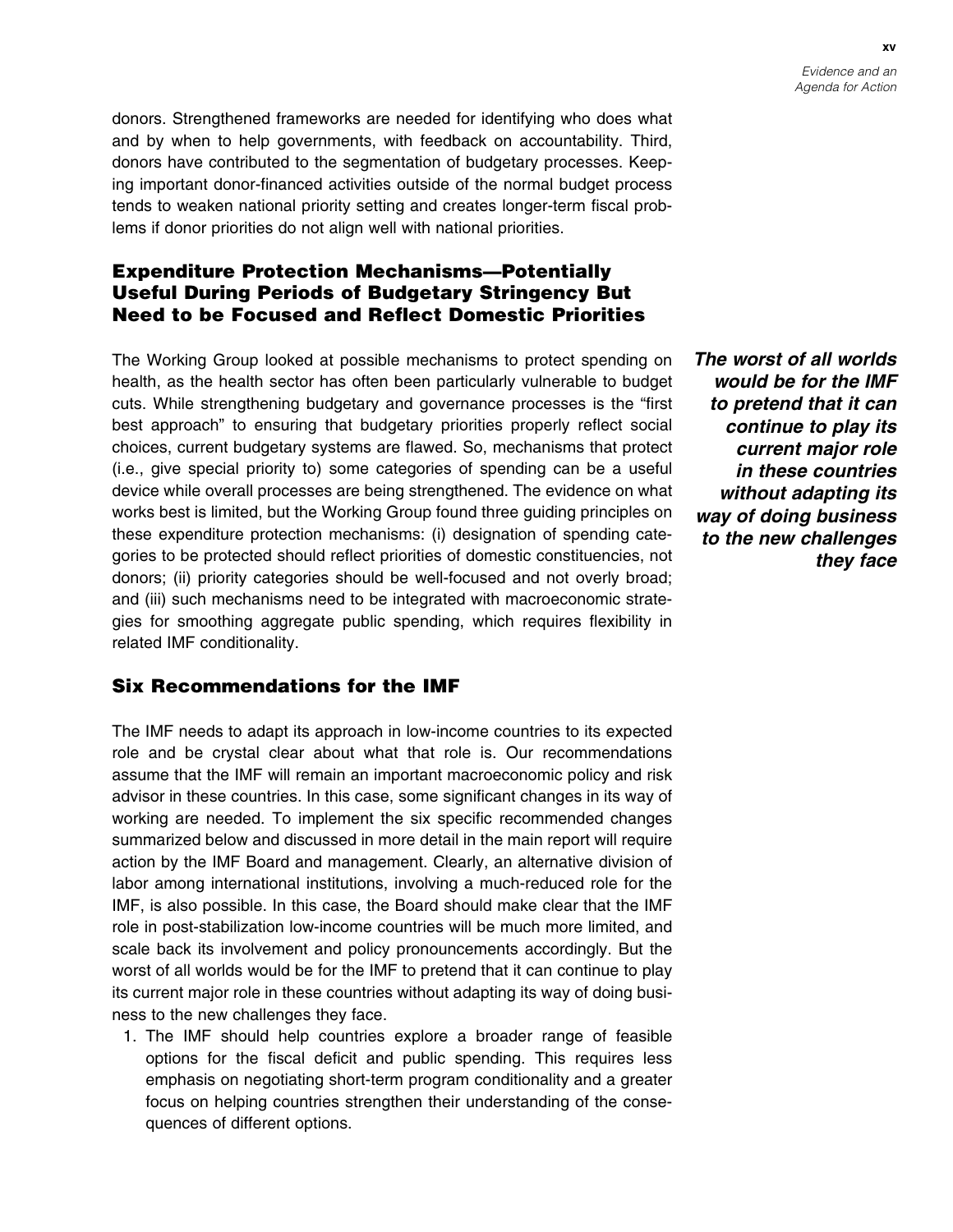donors. Strengthened frameworks are needed for identifying who does what and by when to help governments, with feedback on accountability. Third, donors have contributed to the segmentation of budgetary processes. Keeping important donor-financed activities outside of the normal budget process tends to weaken national priority setting and creates longer-term fiscal problems if donor priorities do not align well with national priorities.

## Expenditure Protection Mechanisms—Potentially Useful During Periods of Budgetary Stringency But Need to be Focused and Reflect Domestic Priorities

The Working Group looked at possible mechanisms to protect spending on health, as the health sector has often been particularly vulnerable to budget cuts. While strengthening budgetary and governance processes is the "first best approach" to ensuring that budgetary priorities properly reflect social choices, current budgetary systems are flawed. So, mechanisms that protect (i.e., give special priority to) some categories of spending can be a useful device while overall processes are being strengthened. The evidence on what works best is limited, but the Working Group found three guiding principles on these expenditure protection mechanisms: (i) designation of spending categories to be protected should reflect priorities of domestic constituencies, not donors; (ii) priority categories should be well-focused and not overly broad; and (iii) such mechanisms need to be integrated with macroeconomic strategies for smoothing aggregate public spending, which requires flexibility in related IMF conditionality.

***The worst of all worlds would be for the IMF to pretend that it can continue to play its current major role in these countries without adapting its way of doing business to the new challenges they face***

## Six Recommendations for the IMF

The IMF needs to adapt its approach in low-income countries to its expected role and be crystal clear about what that role is. Our recommendations assume that the IMF will remain an important macroeconomic policy and risk advisor in these countries. In this case, some significant changes in its way of working are needed. To implement the six specific recommended changes summarized below and discussed in more detail in the main report will require action by the IMF Board and management. Clearly, an alternative division of labor among international institutions, involving a much-reduced role for the IMF, is also possible. In this case, the Board should make clear that the IMF role in post-stabilization low-income countries will be much more limited, and scale back its involvement and policy pronouncements accordingly. But the worst of all worlds would be for the IMF to pretend that it can continue to play its current major role in these countries without adapting its way of doing business to the new challenges they face.

1. The IMF should help countries explore a broader range of feasible options for the fiscal deficit and public spending. This requires less emphasis on negotiating short-term program conditionality and a greater focus on helping countries strengthen their understanding of the consequences of different options.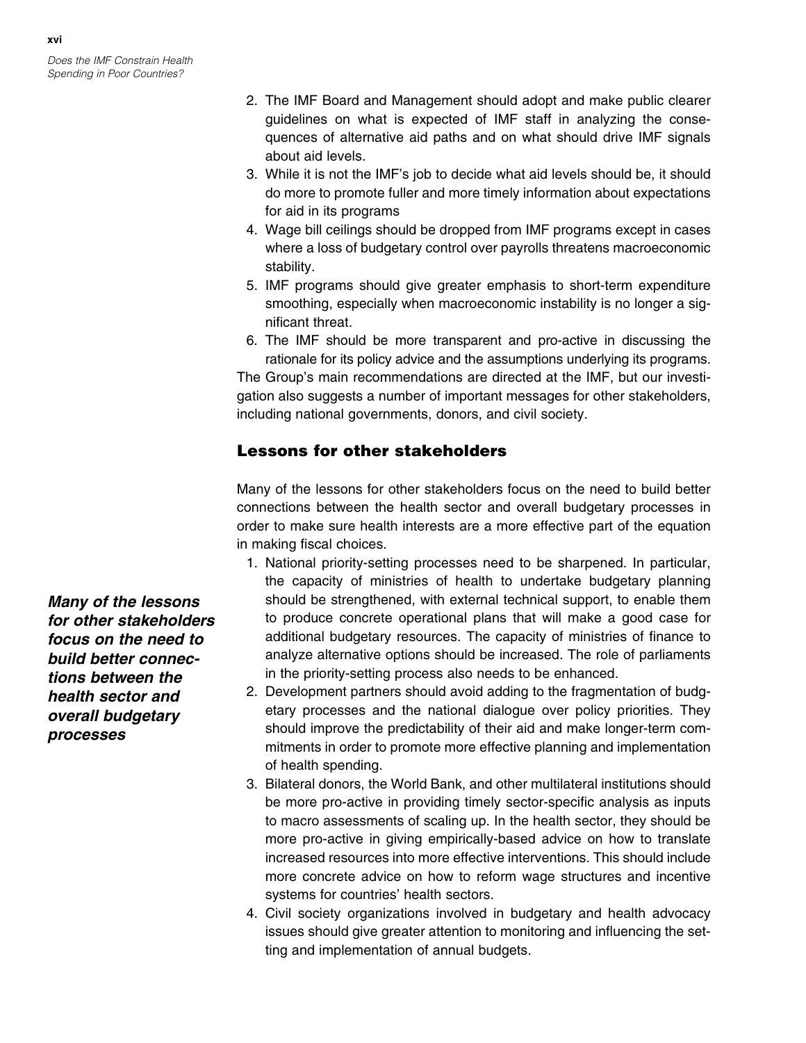2. The IMF Board and Management should adopt and make public clearer guidelines on what is expected of IMF staff in analyzing the consequences of alternative aid paths and on what should drive IMF signals about aid levels.
3. While it is not the IMF's job to decide what aid levels should be, it should do more to promote fuller and more timely information about expectations for aid in its programs
4. Wage bill ceilings should be dropped from IMF programs except in cases where a loss of budgetary control over payrolls threatens macroeconomic stability.
5. IMF programs should give greater emphasis to short-term expenditure smoothing, especially when macroeconomic instability is no longer a significant threat.
6. The IMF should be more transparent and pro-active in discussing the rationale for its policy advice and the assumptions underlying its programs.

The Group's main recommendations are directed at the IMF, but our investigation also suggests a number of important messages for other stakeholders, including national governments, donors, and civil society.

## Lessons for other stakeholders

Many of the lessons for other stakeholders focus on the need to build better connections between the health sector and overall budgetary processes in order to make sure health interests are a more effective part of the equation in making fiscal choices.

***Many of the lessons for other stakeholders focus on the need to build better connections between the health sector and overall budgetary processes***

1. National priority-setting processes need to be sharpened. In particular, the capacity of ministries of health to undertake budgetary planning should be strengthened, with external technical support, to enable them to produce concrete operational plans that will make a good case for additional budgetary resources. The capacity of ministries of finance to analyze alternative options should be increased. The role of parliaments in the priority-setting process also needs to be enhanced.
2. Development partners should avoid adding to the fragmentation of budgetary processes and the national dialogue over policy priorities. They should improve the predictability of their aid and make longer-term commitments in order to promote more effective planning and implementation of health spending.
3. Bilateral donors, the World Bank, and other multilateral institutions should be more pro-active in providing timely sector-specific analysis as inputs to macro assessments of scaling up. In the health sector, they should be more pro-active in giving empirically-based advice on how to translate increased resources into more effective interventions. This should include more concrete advice on how to reform wage structures and incentive systems for countries' health sectors.
4. Civil society organizations involved in budgetary and health advocacy issues should give greater attention to monitoring and influencing the setting and implementation of annual budgets.